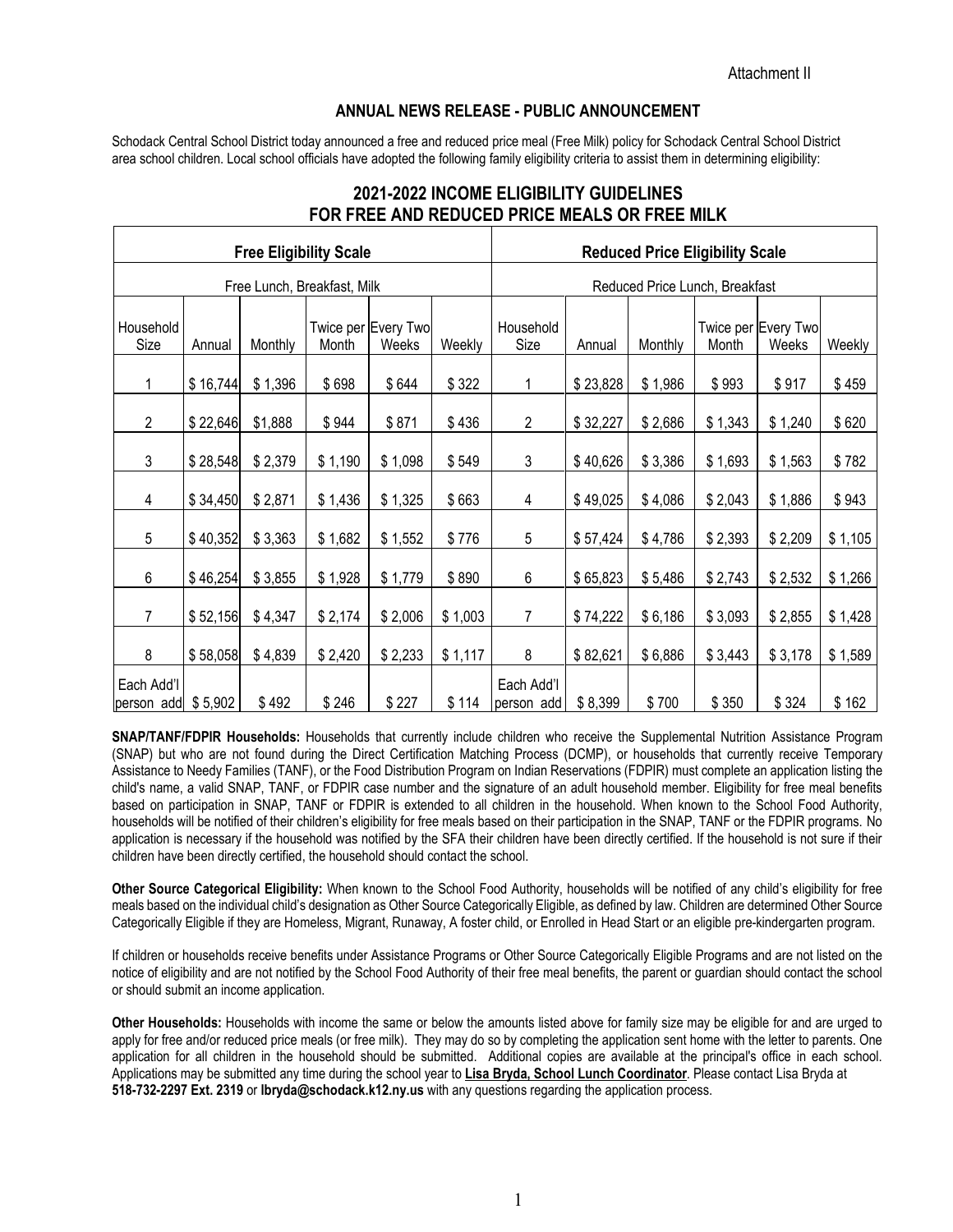Attachment II

## ANNUAL NEWS RELEASE - PUBLIC ANNOUNCEMENT

Schodack Central School District today announced a free and reduced price meal (Free Milk) policy for Schodack Central School District area school children. Local school officials have adopted the following family eligibility criteria to assist them in determining eligibility:

## 2021-2022 INCOME ELIGIBILITY GUIDELINES FOR FREE AND REDUCED PRICE MEALS OR FREE MILK

| Free Eligibility Scale | | | | | | Reduced Price Eligibility Scale | | | | | |
|---|---|---|---|---|---|---|---|---|---|---|---|
| Free Lunch, Breakfast, Milk | | | | | | Reduced Price Lunch, Breakfast | | | | | |
| Household Size | Annual | Monthly | Twice per Month | Every Two Weeks | Weekly | Household Size | Annual | Monthly | Twice per Month | Every Two Weeks | Weekly |
| 1 | $ 16,744 | $ 1,396 | $ 698 | $ 644 | $ 322 | 1 | $ 23,828 | $ 1,986 | $ 993 | $ 917 | $ 459 |
| 2 | $ 22,646 | $1,888 | $ 944 | $ 871 | $ 436 | 2 | $ 32,227 | $ 2,686 | $ 1,343 | $ 1,240 | $ 620 |
| 3 | $ 28,548 | $ 2,379 | $ 1,190 | $ 1,098 | $ 549 | 3 | $ 40,626 | $ 3,386 | $ 1,693 | $ 1,563 | $ 782 |
| 4 | $ 34,450 | $ 2,871 | $ 1,436 | $ 1,325 | $ 663 | 4 | $ 49,025 | $ 4,086 | $ 2,043 | $ 1,886 | $ 943 |
| 5 | $ 40,352 | $ 3,363 | $ 1,682 | $ 1,552 | $ 776 | 5 | $ 57,424 | $ 4,786 | $ 2,393 | $ 2,209 | $ 1,105 |
| 6 | $ 46,254 | $ 3,855 | $ 1,928 | $ 1,779 | $ 890 | 6 | $ 65,823 | $ 5,486 | $ 2,743 | $ 2,532 | $ 1,266 |
| 7 | $ 52,156 | $ 4,347 | $ 2,174 | $ 2,006 | $ 1,003 | 7 | $ 74,222 | $ 6,186 | $ 3,093 | $ 2,855 | $ 1,428 |
| 8 | $ 58,058 | $ 4,839 | $ 2,420 | $ 2,233 | $ 1,117 | 8 | $ 82,621 | $ 6,886 | $ 3,443 | $ 3,178 | $ 1,589 |
| Each Add'l person add | $ 5,902 | $ 492 | $ 246 | $ 227 | $ 114 | Each Add'l person add | $ 8,399 | $ 700 | $ 350 | $ 324 | $ 162 |

**SNAP/TANF/FDPIR Households:** Households that currently include children who receive the Supplemental Nutrition Assistance Program (SNAP) but who are not found during the Direct Certification Matching Process (DCMP), or households that currently receive Temporary Assistance to Needy Families (TANF), or the Food Distribution Program on Indian Reservations (FDPIR) must complete an application listing the child's name, a valid SNAP, TANF, or FDPIR case number and the signature of an adult household member. Eligibility for free meal benefits based on participation in SNAP, TANF or FDPIR is extended to all children in the household. When known to the School Food Authority, households will be notified of their children's eligibility for free meals based on their participation in the SNAP, TANF or the FDPIR programs. No application is necessary if the household was notified by the SFA their children have been directly certified. If the household is not sure if their children have been directly certified, the household should contact the school.

**Other Source Categorical Eligibility:** When known to the School Food Authority, households will be notified of any child's eligibility for free meals based on the individual child's designation as Other Source Categorically Eligible, as defined by law. Children are determined Other Source Categorically Eligible if they are Homeless, Migrant, Runaway, A foster child, or Enrolled in Head Start or an eligible pre-kindergarten program.

If children or households receive benefits under Assistance Programs or Other Source Categorically Eligible Programs and are not listed on the notice of eligibility and are not notified by the School Food Authority of their free meal benefits, the parent or guardian should contact the school or should submit an income application.

**Other Households:** Households with income the same or below the amounts listed above for family size may be eligible for and are urged to apply for free and/or reduced price meals (or free milk). They may do so by completing the application sent home with the letter to parents. One application for all children in the household should be submitted. Additional copies are available at the principal's office in each school. Applications may be submitted any time during the school year to **Lisa Bryda, School Lunch Coordinator**. Please contact Lisa Bryda at **518-732-2297 Ext. 2319** or **lbryda@schodack.k12.ny.us** with any questions regarding the application process.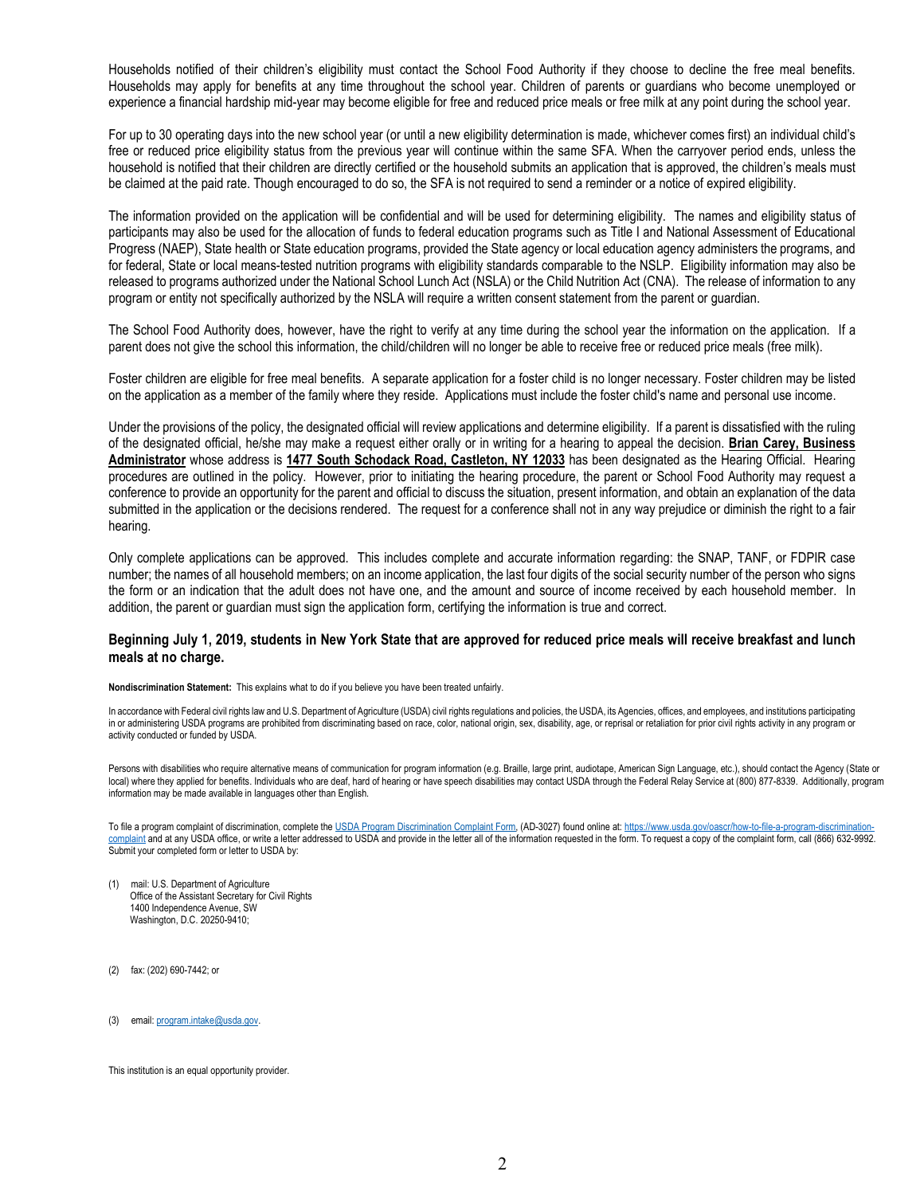Households notified of their children's eligibility must contact the School Food Authority if they choose to decline the free meal benefits. Households may apply for benefits at any time throughout the school year. Children of parents or guardians who become unemployed or experience a financial hardship mid-year may become eligible for free and reduced price meals or free milk at any point during the school year.

For up to 30 operating days into the new school year (or until a new eligibility determination is made, whichever comes first) an individual child's free or reduced price eligibility status from the previous year will continue within the same SFA. When the carryover period ends, unless the household is notified that their children are directly certified or the household submits an application that is approved, the children's meals must be claimed at the paid rate. Though encouraged to do so, the SFA is not required to send a reminder or a notice of expired eligibility.

The information provided on the application will be confidential and will be used for determining eligibility. The names and eligibility status of participants may also be used for the allocation of funds to federal education programs such as Title I and National Assessment of Educational Progress (NAEP), State health or State education programs, provided the State agency or local education agency administers the programs, and for federal, State or local means-tested nutrition programs with eligibility standards comparable to the NSLP. Eligibility information may also be released to programs authorized under the National School Lunch Act (NSLA) or the Child Nutrition Act (CNA). The release of information to any program or entity not specifically authorized by the NSLA will require a written consent statement from the parent or guardian.

The School Food Authority does, however, have the right to verify at any time during the school year the information on the application. If a parent does not give the school this information, the child/children will no longer be able to receive free or reduced price meals (free milk).

Foster children are eligible for free meal benefits. A separate application for a foster child is no longer necessary. Foster children may be listed on the application as a member of the family where they reside. Applications must include the foster child's name and personal use income.

Under the provisions of the policy, the designated official will review applications and determine eligibility. If a parent is dissatisfied with the ruling of the designated official, he/she may make a request either orally or in writing for a hearing to appeal the decision. **Brian Carey, Business Administrator** whose address is **1477 South Schodack Road, Castleton, NY 12033** has been designated as the Hearing Official. Hearing procedures are outlined in the policy. However, prior to initiating the hearing procedure, the parent or School Food Authority may request a conference to provide an opportunity for the parent and official to discuss the situation, present information, and obtain an explanation of the data submitted in the application or the decisions rendered. The request for a conference shall not in any way prejudice or diminish the right to a fair hearing.

Only complete applications can be approved. This includes complete and accurate information regarding: the SNAP, TANF, or FDPIR case number; the names of all household members; on an income application, the last four digits of the social security number of the person who signs the form or an indication that the adult does not have one, and the amount and source of income received by each household member. In addition, the parent or guardian must sign the application form, certifying the information is true and correct.

**Beginning July 1, 2019, students in New York State that are approved for reduced price meals will receive breakfast and lunch meals at no charge.**

**Nondiscrimination Statement:** This explains what to do if you believe you have been treated unfairly.

In accordance with Federal civil rights law and U.S. Department of Agriculture (USDA) civil rights regulations and policies, the USDA, its Agencies, offices, and employees, and institutions participating in or administering USDA programs are prohibited from discriminating based on race, color, national origin, sex, disability, age, or reprisal or retaliation for prior civil rights activity in any program or activity conducted or funded by USDA.

Persons with disabilities who require alternative means of communication for program information (e.g. Braille, large print, audiotape, American Sign Language, etc.), should contact the Agency (State or local) where they applied for benefits. Individuals who are deaf, hard of hearing or have speech disabilities may contact USDA through the Federal Relay Service at (800) 877-8339. Additionally, program information may be made available in languages other than English.

To file a program complaint of discrimination, complete the USDA Program Discrimination Complaint Form, (AD-3027) found online at: https://www.usda.gov/oascr/how-to-file-a-program-discrimination-complaint and at any USDA office, or write a letter addressed to USDA and provide in the letter all of the information requested in the form. To request a copy of the complaint form, call (866) 632-9992. Submit your completed form or letter to USDA by:

(1) mail: U.S. Department of Agriculture
Office of the Assistant Secretary for Civil Rights
1400 Independence Avenue, SW
Washington, D.C. 20250-9410;

(2) fax: (202) 690-7442; or

(3) email: program.intake@usda.gov.

This institution is an equal opportunity provider.